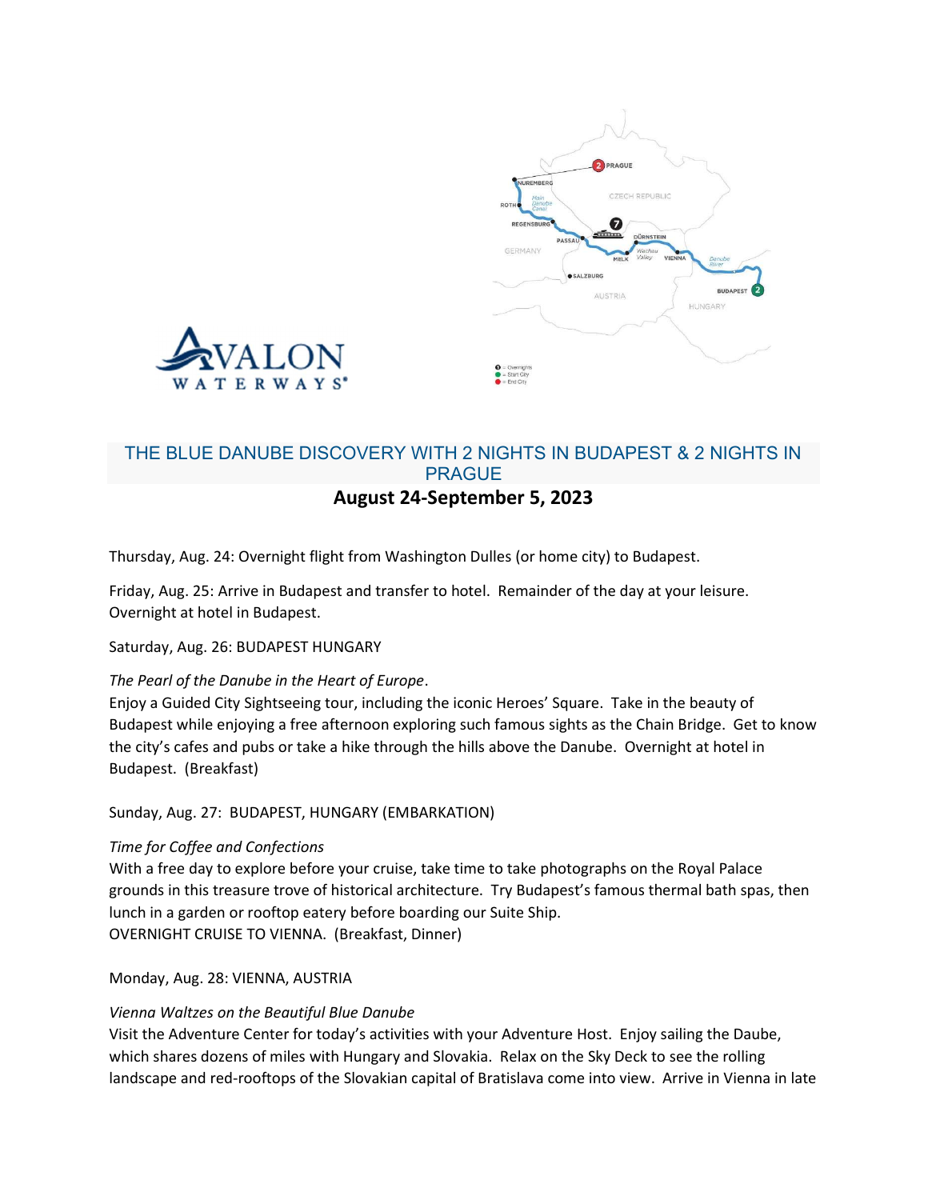# THE BLUE DANUBE DISCOVERY WITH 2 NIGHTS IN BUDAPEST & 2 NIGHTS IN PRAGUE

## August 24-September 5, 2023

Thursday, Aug. 24: Overnight flight from Washington Dulles (or home city) to Budapest.

Friday, Aug. 25: Arrive in Budapest and transfer to hotel. Remainder of the day at your leisure. Overnight at hotel in Budapest.

Saturday, Aug. 26: BUDAPEST HUNGARY

*The Pearl of the Danube in the Heart of Europe*.
Enjoy a Guided City Sightseeing tour, including the iconic Heroes' Square. Take in the beauty of Budapest while enjoying a free afternoon exploring such famous sights as the Chain Bridge. Get to know the city's cafes and pubs or take a hike through the hills above the Danube. Overnight at hotel in Budapest. (Breakfast)

Sunday, Aug. 27: BUDAPEST, HUNGARY (EMBARKATION)

*Time for Coffee and Confections*
With a free day to explore before your cruise, take time to take photographs on the Royal Palace grounds in this treasure trove of historical architecture. Try Budapest's famous thermal bath spas, then lunch in a garden or rooftop eatery before boarding our Suite Ship.
OVERNIGHT CRUISE TO VIENNA. (Breakfast, Dinner)

Monday, Aug. 28: VIENNA, AUSTRIA

*Vienna Waltzes on the Beautiful Blue Danube*
Visit the Adventure Center for today's activities with your Adventure Host. Enjoy sailing the Daube, which shares dozens of miles with Hungary and Slovakia. Relax on the Sky Deck to see the rolling landscape and red-rooftops of the Slovakian capital of Bratislava come into view. Arrive in Vienna in late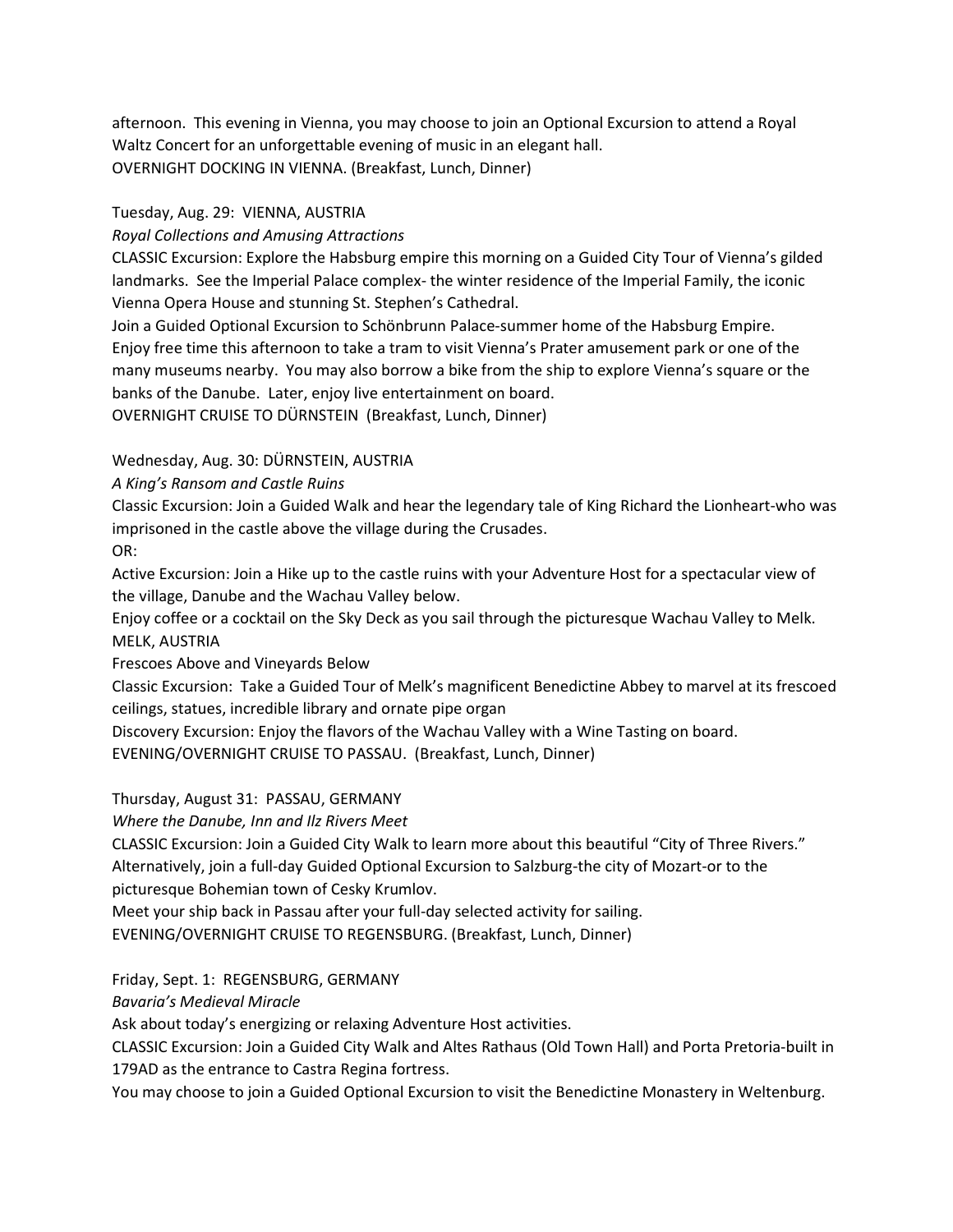afternoon. This evening in Vienna, you may choose to join an Optional Excursion to attend a Royal Waltz Concert for an unforgettable evening of music in an elegant hall.
OVERNIGHT DOCKING IN VIENNA. (Breakfast, Lunch, Dinner)

Tuesday, Aug. 29: VIENNA, AUSTRIA
*Royal Collections and Amusing Attractions*
CLASSIC Excursion: Explore the Habsburg empire this morning on a Guided City Tour of Vienna's gilded landmarks. See the Imperial Palace complex- the winter residence of the Imperial Family, the iconic Vienna Opera House and stunning St. Stephen's Cathedral.
Join a Guided Optional Excursion to Schönbrunn Palace-summer home of the Habsburg Empire.
Enjoy free time this afternoon to take a tram to visit Vienna's Prater amusement park or one of the many museums nearby. You may also borrow a bike from the ship to explore Vienna's square or the banks of the Danube. Later, enjoy live entertainment on board.
OVERNIGHT CRUISE TO DÜRNSTEIN (Breakfast, Lunch, Dinner)

Wednesday, Aug. 30: DÜRNSTEIN, AUSTRIA
*A King's Ransom and Castle Ruins*
Classic Excursion: Join a Guided Walk and hear the legendary tale of King Richard the Lionheart-who was imprisoned in the castle above the village during the Crusades.
OR:
Active Excursion: Join a Hike up to the castle ruins with your Adventure Host for a spectacular view of the village, Danube and the Wachau Valley below.
Enjoy coffee or a cocktail on the Sky Deck as you sail through the picturesque Wachau Valley to Melk.
MELK, AUSTRIA
Frescoes Above and Vineyards Below
Classic Excursion: Take a Guided Tour of Melk's magnificent Benedictine Abbey to marvel at its frescoed ceilings, statues, incredible library and ornate pipe organ
Discovery Excursion: Enjoy the flavors of the Wachau Valley with a Wine Tasting on board.
EVENING/OVERNIGHT CRUISE TO PASSAU. (Breakfast, Lunch, Dinner)

Thursday, August 31: PASSAU, GERMANY
*Where the Danube, Inn and Ilz Rivers Meet*
CLASSIC Excursion: Join a Guided City Walk to learn more about this beautiful "City of Three Rivers."
Alternatively, join a full-day Guided Optional Excursion to Salzburg-the city of Mozart-or to the picturesque Bohemian town of Cesky Krumlov.
Meet your ship back in Passau after your full-day selected activity for sailing.
EVENING/OVERNIGHT CRUISE TO REGENSBURG. (Breakfast, Lunch, Dinner)

Friday, Sept. 1: REGENSBURG, GERMANY
*Bavaria's Medieval Miracle*
Ask about today's energizing or relaxing Adventure Host activities.
CLASSIC Excursion: Join a Guided City Walk and Altes Rathaus (Old Town Hall) and Porta Pretoria-built in 179AD as the entrance to Castra Regina fortress.
You may choose to join a Guided Optional Excursion to visit the Benedictine Monastery in Weltenburg.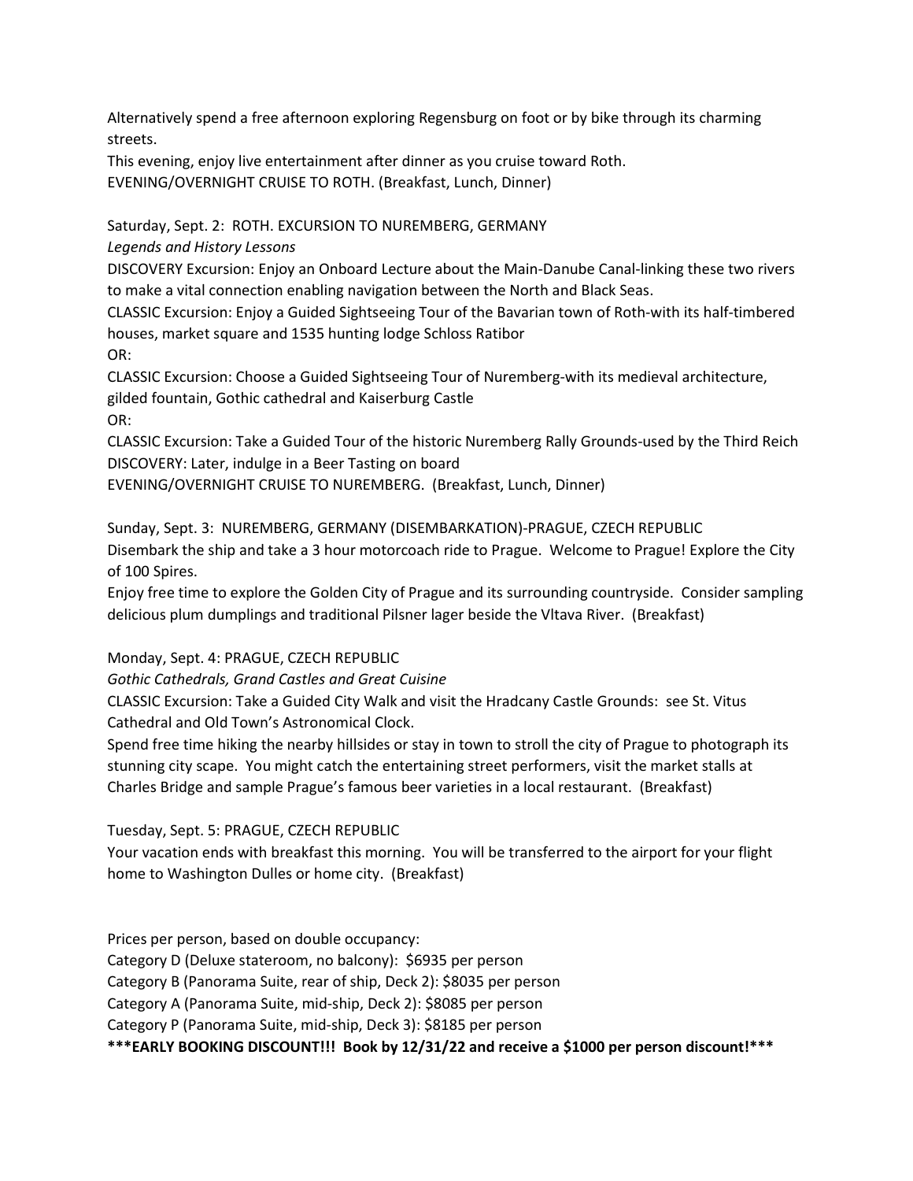Alternatively spend a free afternoon exploring Regensburg on foot or by bike through its charming streets.

This evening, enjoy live entertainment after dinner as you cruise toward Roth.

EVENING/OVERNIGHT CRUISE TO ROTH. (Breakfast, Lunch, Dinner)

Saturday, Sept. 2: ROTH. EXCURSION TO NUREMBERG, GERMANY

*Legends and History Lessons*

DISCOVERY Excursion: Enjoy an Onboard Lecture about the Main-Danube Canal-linking these two rivers to make a vital connection enabling navigation between the North and Black Seas.

CLASSIC Excursion: Enjoy a Guided Sightseeing Tour of the Bavarian town of Roth-with its half-timbered houses, market square and 1535 hunting lodge Schloss Ratibor

OR:

CLASSIC Excursion: Choose a Guided Sightseeing Tour of Nuremberg-with its medieval architecture, gilded fountain, Gothic cathedral and Kaiserburg Castle

OR:

CLASSIC Excursion: Take a Guided Tour of the historic Nuremberg Rally Grounds-used by the Third Reich

DISCOVERY: Later, indulge in a Beer Tasting on board

EVENING/OVERNIGHT CRUISE TO NUREMBERG. (Breakfast, Lunch, Dinner)

Sunday, Sept. 3: NUREMBERG, GERMANY (DISEMBARKATION)-PRAGUE, CZECH REPUBLIC

Disembark the ship and take a 3 hour motorcoach ride to Prague. Welcome to Prague! Explore the City of 100 Spires.

Enjoy free time to explore the Golden City of Prague and its surrounding countryside. Consider sampling delicious plum dumplings and traditional Pilsner lager beside the Vltava River. (Breakfast)

Monday, Sept. 4: PRAGUE, CZECH REPUBLIC

*Gothic Cathedrals, Grand Castles and Great Cuisine*

CLASSIC Excursion: Take a Guided City Walk and visit the Hradcany Castle Grounds: see St. Vitus Cathedral and Old Town's Astronomical Clock.

Spend free time hiking the nearby hillsides or stay in town to stroll the city of Prague to photograph its stunning city scape. You might catch the entertaining street performers, visit the market stalls at Charles Bridge and sample Prague's famous beer varieties in a local restaurant. (Breakfast)

Tuesday, Sept. 5: PRAGUE, CZECH REPUBLIC

Your vacation ends with breakfast this morning. You will be transferred to the airport for your flight home to Washington Dulles or home city. (Breakfast)

Prices per person, based on double occupancy:

Category D (Deluxe stateroom, no balcony): $6935 per person

Category B (Panorama Suite, rear of ship, Deck 2): $8035 per person

Category A (Panorama Suite, mid-ship, Deck 2): $8085 per person

Category P (Panorama Suite, mid-ship, Deck 3): $8185 per person

**\*\*\*EARLY BOOKING DISCOUNT!!! Book by 12/31/22 and receive a $1000 per person discount!\*\*\***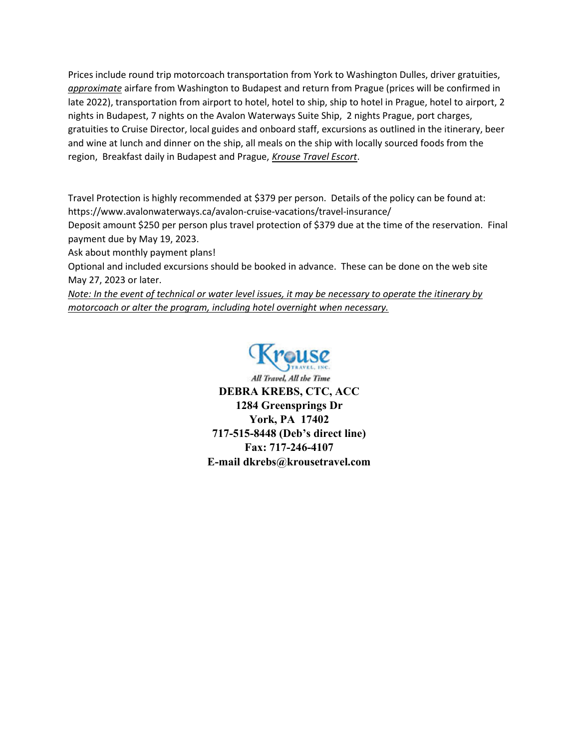Prices include round trip motorcoach transportation from York to Washington Dulles, driver gratuities, *approximate* airfare from Washington to Budapest and return from Prague (prices will be confirmed in late 2022), transportation from airport to hotel, hotel to ship, ship to hotel in Prague, hotel to airport, 2 nights in Budapest, 7 nights on the Avalon Waterways Suite Ship, 2 nights Prague, port charges, gratuities to Cruise Director, local guides and onboard staff, excursions as outlined in the itinerary, beer and wine at lunch and dinner on the ship, all meals on the ship with locally sourced foods from the region, Breakfast daily in Budapest and Prague, *Krouse Travel Escort*.

Travel Protection is highly recommended at $379 per person. Details of the policy can be found at: https://www.avalonwaterways.ca/avalon-cruise-vacations/travel-insurance/

Deposit amount $250 per person plus travel protection of $379 due at the time of the reservation. Final payment due by May 19, 2023.

Ask about monthly payment plans!

Optional and included excursions should be booked in advance. These can be done on the web site May 27, 2023 or later.

*Note: In the event of technical or water level issues, it may be necessary to operate the itinerary by motorcoach or alter the program, including hotel overnight when necessary.*

Krouse Travel, Inc.

*All Travel, All the Time*

**DEBRA KREBS, CTC, ACC**
**1284 Greensprings Dr**
**York, PA 17402**
**717-515-8448 (Deb's direct line)**
**Fax: 717-246-4107**
**E-mail dkrebs@krousetravel.com**